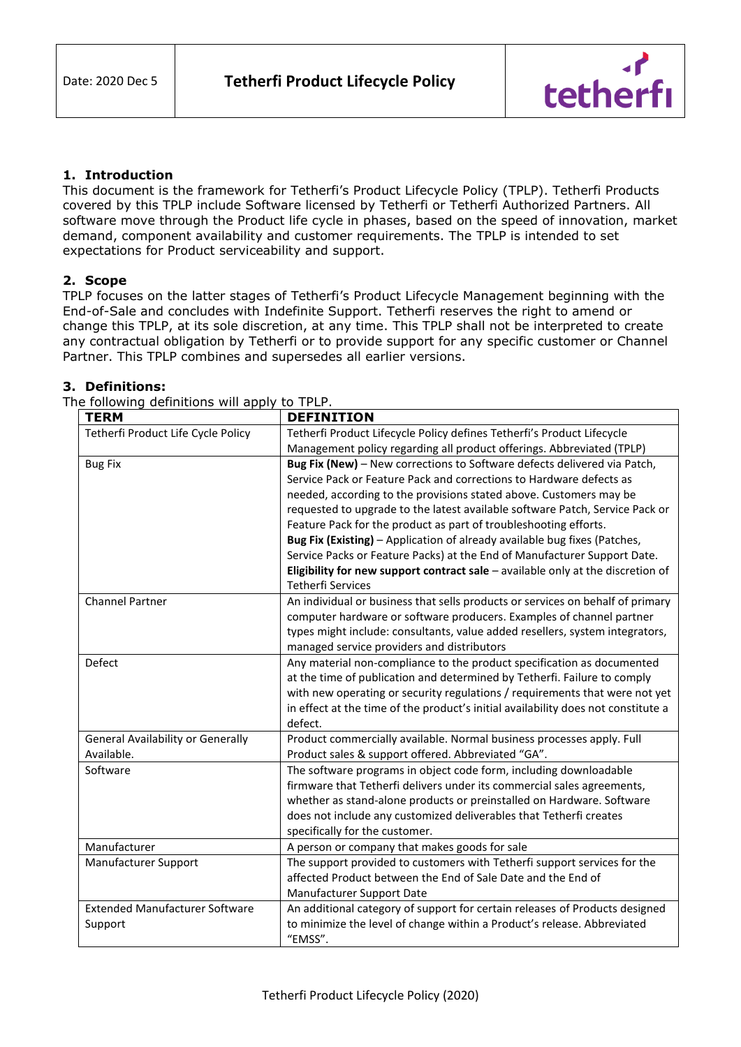| Date: 2020 Dec 5 | **Tetherfi Product Lifecycle Policy** | tetherfi |
|---|---|---|

## 1. Introduction

This document is the framework for Tetherfi's Product Lifecycle Policy (TPLP). Tetherfi Products covered by this TPLP include Software licensed by Tetherfi or Tetherfi Authorized Partners. All software move through the Product life cycle in phases, based on the speed of innovation, market demand, component availability and customer requirements. The TPLP is intended to set expectations for Product serviceability and support.

## 2. Scope

TPLP focuses on the latter stages of Tetherfi's Product Lifecycle Management beginning with the End-of-Sale and concludes with Indefinite Support. Tetherfi reserves the right to amend or change this TPLP, at its sole discretion, at any time. This TPLP shall not be interpreted to create any contractual obligation by Tetherfi or to provide support for any specific customer or Channel Partner. This TPLP combines and supersedes all earlier versions.

## 3. Definitions:

The following definitions will apply to TPLP.

| **TERM** | **DEFINITION** |
|---|---|
| Tetherfi Product Life Cycle Policy | Tetherfi Product Lifecycle Policy defines Tetherfi's Product Lifecycle Management policy regarding all product offerings. Abbreviated (TPLP) |
| Bug Fix | **Bug Fix (New)** – New corrections to Software defects delivered via Patch, Service Pack or Feature Pack and corrections to Hardware defects as needed, according to the provisions stated above. Customers may be requested to upgrade to the latest available software Patch, Service Pack or Feature Pack for the product as part of troubleshooting efforts. **Bug Fix (Existing)** – Application of already available bug fixes (Patches, Service Packs or Feature Packs) at the End of Manufacturer Support Date. **Eligibility for new support contract sale** – available only at the discretion of Tetherfi Services |
| Channel Partner | An individual or business that sells products or services on behalf of primary computer hardware or software producers. Examples of channel partner types might include: consultants, value added resellers, system integrators, managed service providers and distributors |
| Defect | Any material non-compliance to the product specification as documented at the time of publication and determined by Tetherfi. Failure to comply with new operating or security regulations / requirements that were not yet in effect at the time of the product's initial availability does not constitute a defect. |
| General Availability or Generally Available. | Product commercially available. Normal business processes apply. Full Product sales & support offered. Abbreviated "GA". |
| Software | The software programs in object code form, including downloadable firmware that Tetherfi delivers under its commercial sales agreements, whether as stand-alone products or preinstalled on Hardware. Software does not include any customized deliverables that Tetherfi creates specifically for the customer. |
| Manufacturer | A person or company that makes goods for sale |
| Manufacturer Support | The support provided to customers with Tetherfi support services for the affected Product between the End of Sale Date and the End of Manufacturer Support Date |
| Extended Manufacturer Software Support | An additional category of support for certain releases of Products designed to minimize the level of change within a Product's release. Abbreviated "EMSS". |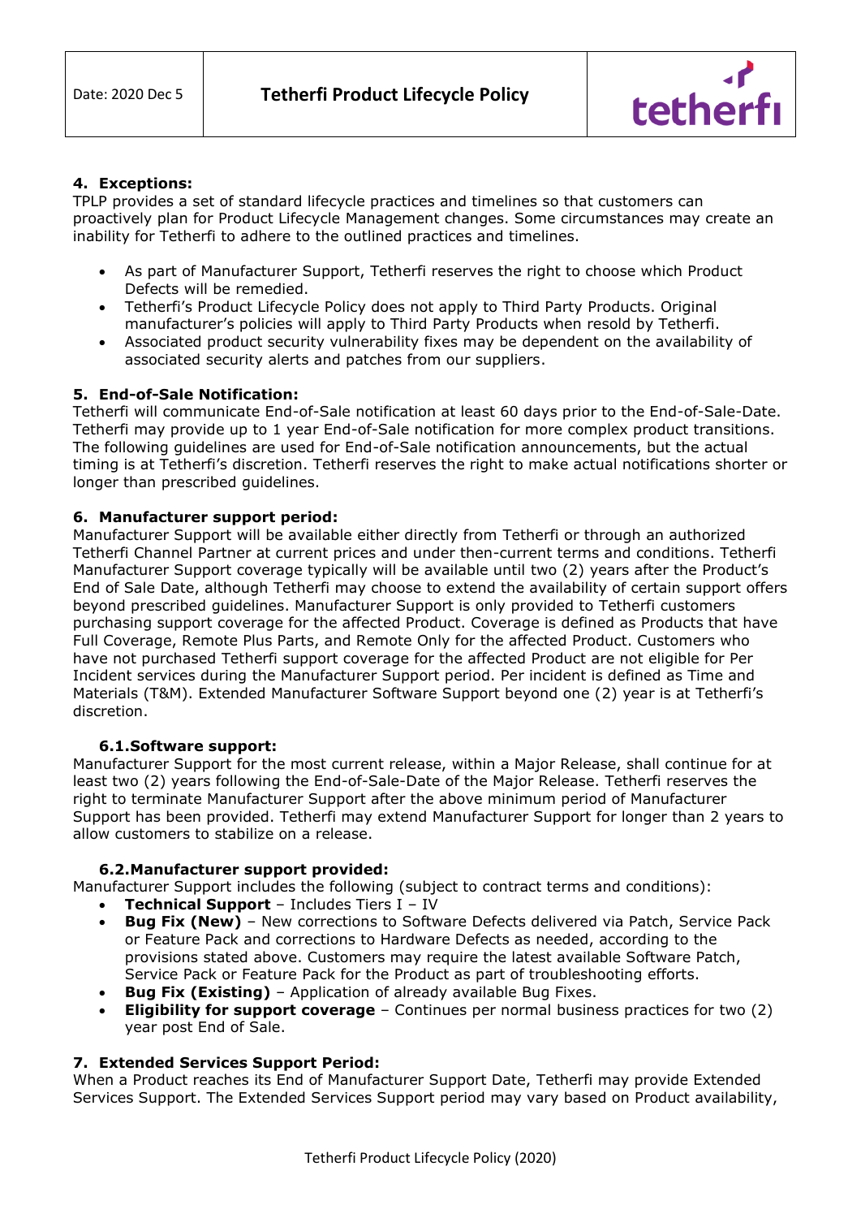## 4. Exceptions:

TPLP provides a set of standard lifecycle practices and timelines so that customers can proactively plan for Product Lifecycle Management changes. Some circumstances may create an inability for Tetherfi to adhere to the outlined practices and timelines.

- As part of Manufacturer Support, Tetherfi reserves the right to choose which Product Defects will be remedied.
- Tetherfi's Product Lifecycle Policy does not apply to Third Party Products. Original manufacturer's policies will apply to Third Party Products when resold by Tetherfi.
- Associated product security vulnerability fixes may be dependent on the availability of associated security alerts and patches from our suppliers.

## 5. End-of-Sale Notification:

Tetherfi will communicate End-of-Sale notification at least 60 days prior to the End-of-Sale-Date. Tetherfi may provide up to 1 year End-of-Sale notification for more complex product transitions. The following guidelines are used for End-of-Sale notification announcements, but the actual timing is at Tetherfi's discretion. Tetherfi reserves the right to make actual notifications shorter or longer than prescribed guidelines.

## 6. Manufacturer support period:

Manufacturer Support will be available either directly from Tetherfi or through an authorized Tetherfi Channel Partner at current prices and under then-current terms and conditions. Tetherfi Manufacturer Support coverage typically will be available until two (2) years after the Product's End of Sale Date, although Tetherfi may choose to extend the availability of certain support offers beyond prescribed guidelines. Manufacturer Support is only provided to Tetherfi customers purchasing support coverage for the affected Product. Coverage is defined as Products that have Full Coverage, Remote Plus Parts, and Remote Only for the affected Product. Customers who have not purchased Tetherfi support coverage for the affected Product are not eligible for Per Incident services during the Manufacturer Support period. Per incident is defined as Time and Materials (T&M). Extended Manufacturer Software Support beyond one (1) year is at Tetherfi's discretion.

### 6.1. Software support:

Manufacturer Support for the most current release, within a Major Release, shall continue for at least two (2) years following the End-of-Sale-Date of the Major Release. Tetherfi reserves the right to terminate Manufacturer Support after the above minimum period of Manufacturer Support has been provided. Tetherfi may extend Manufacturer Support for longer than 2 years to allow customers to stabilize on a release.

### 6.2. Manufacturer support provided:

Manufacturer Support includes the following (subject to contract terms and conditions):

- **Technical Support** – Includes Tiers I – IV
- **Bug Fix (New)** – New corrections to Software Defects delivered via Patch, Service Pack or Feature Pack and corrections to Hardware Defects as needed, according to the provisions stated above. Customers may require the latest available Software Patch, Service Pack or Feature Pack for the Product as part of troubleshooting efforts.
- **Bug Fix (Existing)** – Application of already available Bug Fixes.
- **Eligibility for support coverage** – Continues per normal business practices for two (2) year post End of Sale.

## 7. Extended Services Support Period:

When a Product reaches its End of Manufacturer Support Date, Tetherfi may provide Extended Services Support. The Extended Services Support period may vary based on Product availability,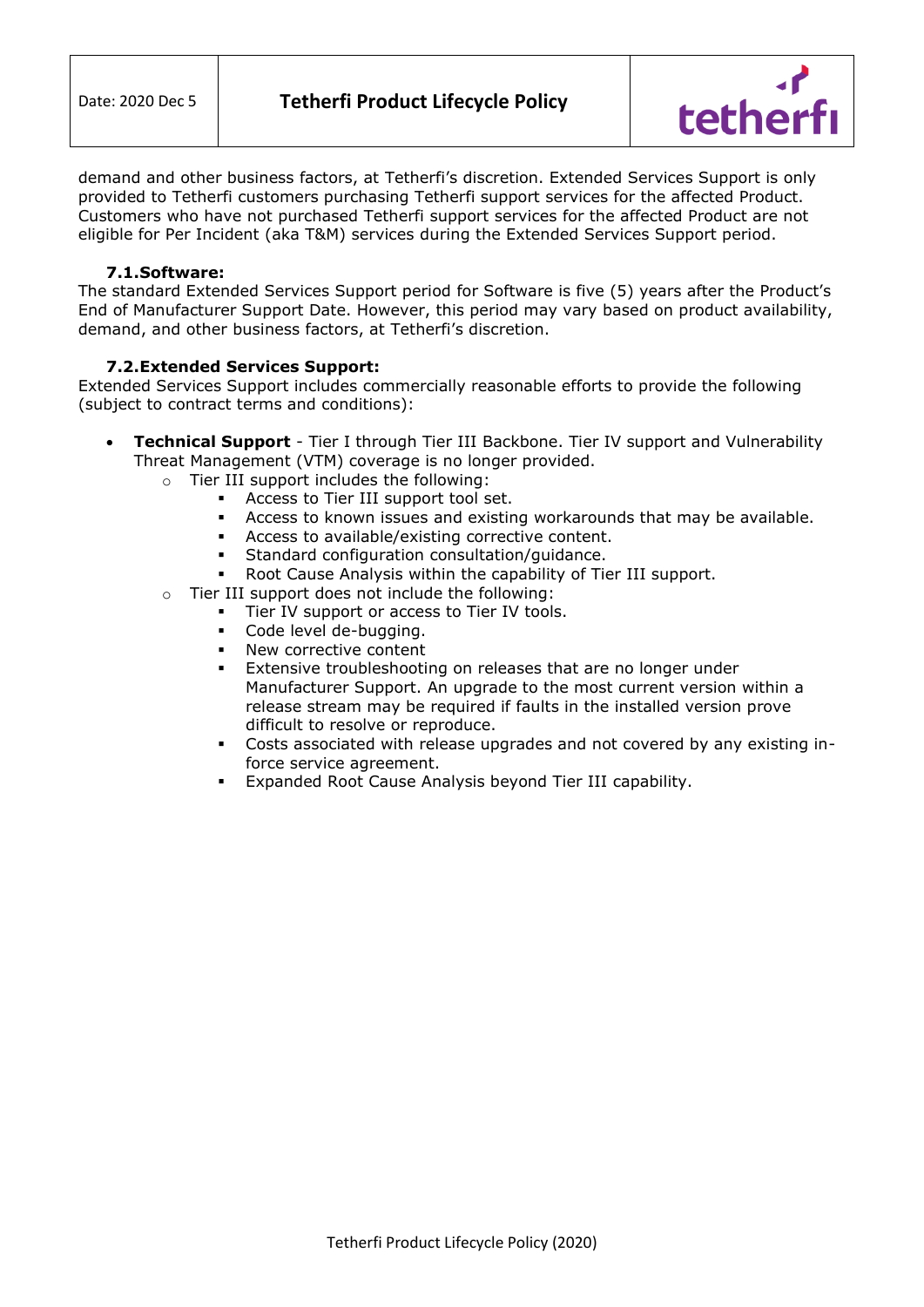demand and other business factors, at Tetherfi's discretion. Extended Services Support is only provided to Tetherfi customers purchasing Tetherfi support services for the affected Product. Customers who have not purchased Tetherfi support services for the affected Product are not eligible for Per Incident (aka T&M) services during the Extended Services Support period.

### 7.1. Software:

The standard Extended Services Support period for Software is five (5) years after the Product's End of Manufacturer Support Date. However, this period may vary based on product availability, demand, and other business factors, at Tetherfi's discretion.

### 7.2. Extended Services Support:

Extended Services Support includes commercially reasonable efforts to provide the following (subject to contract terms and conditions):

- **Technical Support** - Tier I through Tier III Backbone. Tier IV support and Vulnerability Threat Management (VTM) coverage is no longer provided.
  - Tier III support includes the following:
    - Access to Tier III support tool set.
    - Access to known issues and existing workarounds that may be available.
    - Access to available/existing corrective content.
    - Standard configuration consultation/guidance.
    - Root Cause Analysis within the capability of Tier III support.
  - Tier III support does not include the following:
    - Tier IV support or access to Tier IV tools.
    - Code level de-bugging.
    - New corrective content
    - Extensive troubleshooting on releases that are no longer under Manufacturer Support. An upgrade to the most current version within a release stream may be required if faults in the installed version prove difficult to resolve or reproduce.
    - Costs associated with release upgrades and not covered by any existing in-force service agreement.
    - Expanded Root Cause Analysis beyond Tier III capability.